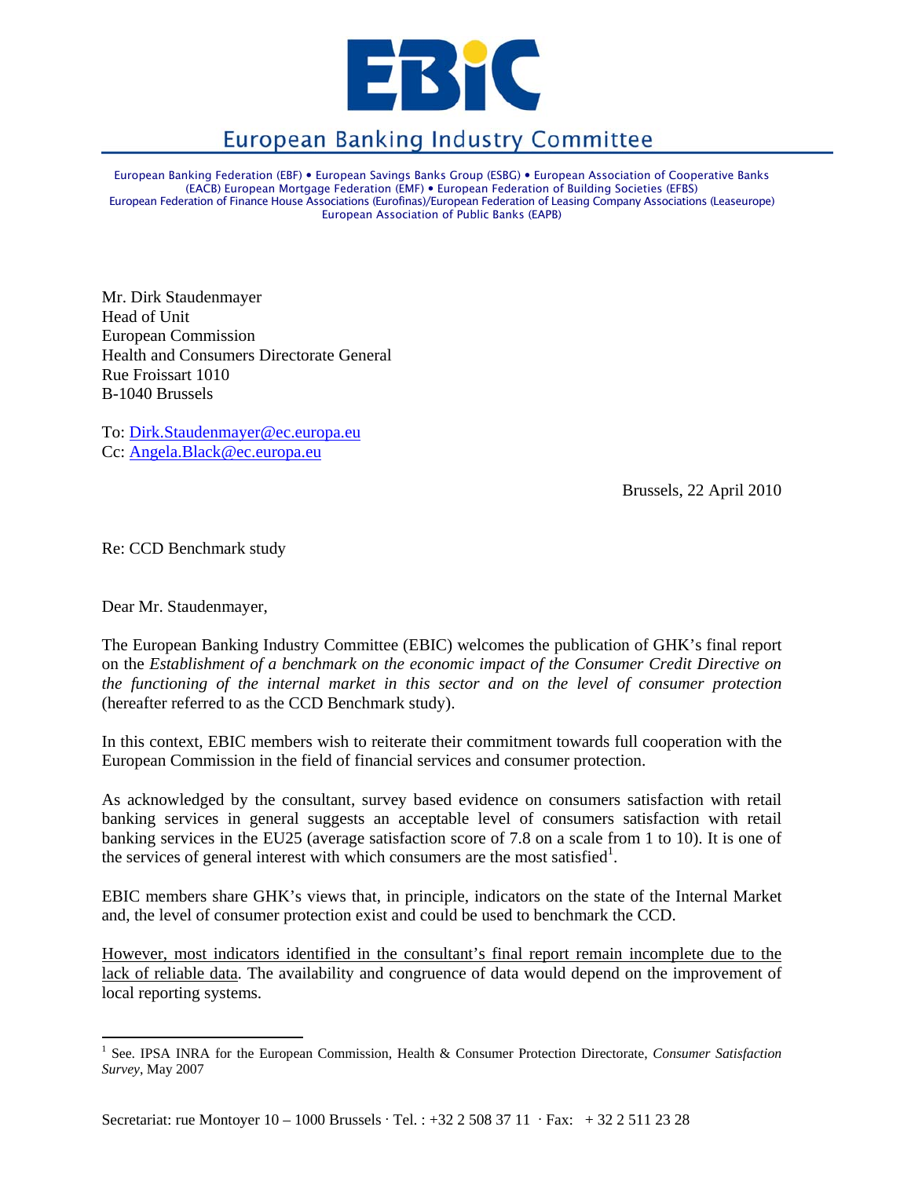# European Banking Industry Committee

European Banking Federation (EBF) • European Savings Banks Group (ESBG) • European Association of Cooperative Banks (EACB) European Mortgage Federation (EMF) • European Federation of Building Societies (EFBS) European Federation of Finance House Associations (Eurofinas)/European Federation of Leasing Company Associations (Leaseurope) European Association of Public Banks (EAPB)

Mr. Dirk Staudenmayer
Head of Unit
European Commission
Health and Consumers Directorate General
Rue Froissart 1010
B-1040 Brussels

To: Dirk.Staudenmayer@ec.europa.eu
Cc: Angela.Black@ec.europa.eu

Brussels, 22 April 2010

Re: CCD Benchmark study

Dear Mr. Staudenmayer,

The European Banking Industry Committee (EBIC) welcomes the publication of GHK's final report on the *Establishment of a benchmark on the economic impact of the Consumer Credit Directive on the functioning of the internal market in this sector and on the level of consumer protection* (hereafter referred to as the CCD Benchmark study).

In this context, EBIC members wish to reiterate their commitment towards full cooperation with the European Commission in the field of financial services and consumer protection.

As acknowledged by the consultant, survey based evidence on consumers satisfaction with retail banking services in general suggests an acceptable level of consumers satisfaction with retail banking services in the EU25 (average satisfaction score of 7.8 on a scale from 1 to 10). It is one of the services of general interest with which consumers are the most satisfied[1].

EBIC members share GHK's views that, in principle, indicators on the state of the Internal Market and, the level of consumer protection exist and could be used to benchmark the CCD.

<u>However, most indicators identified in the consultant's final report remain incomplete due to the lack of reliable data</u>. The availability and congruence of data would depend on the improvement of local reporting systems.

[1] See. IPSA INRA for the European Commission, Health & Consumer Protection Directorate, *Consumer Satisfaction Survey*, May 2007

Secretariat: rue Montoyer 10 – 1000 Brussels · Tel. : +32 2 508 37 11 · Fax: + 32 2 511 23 28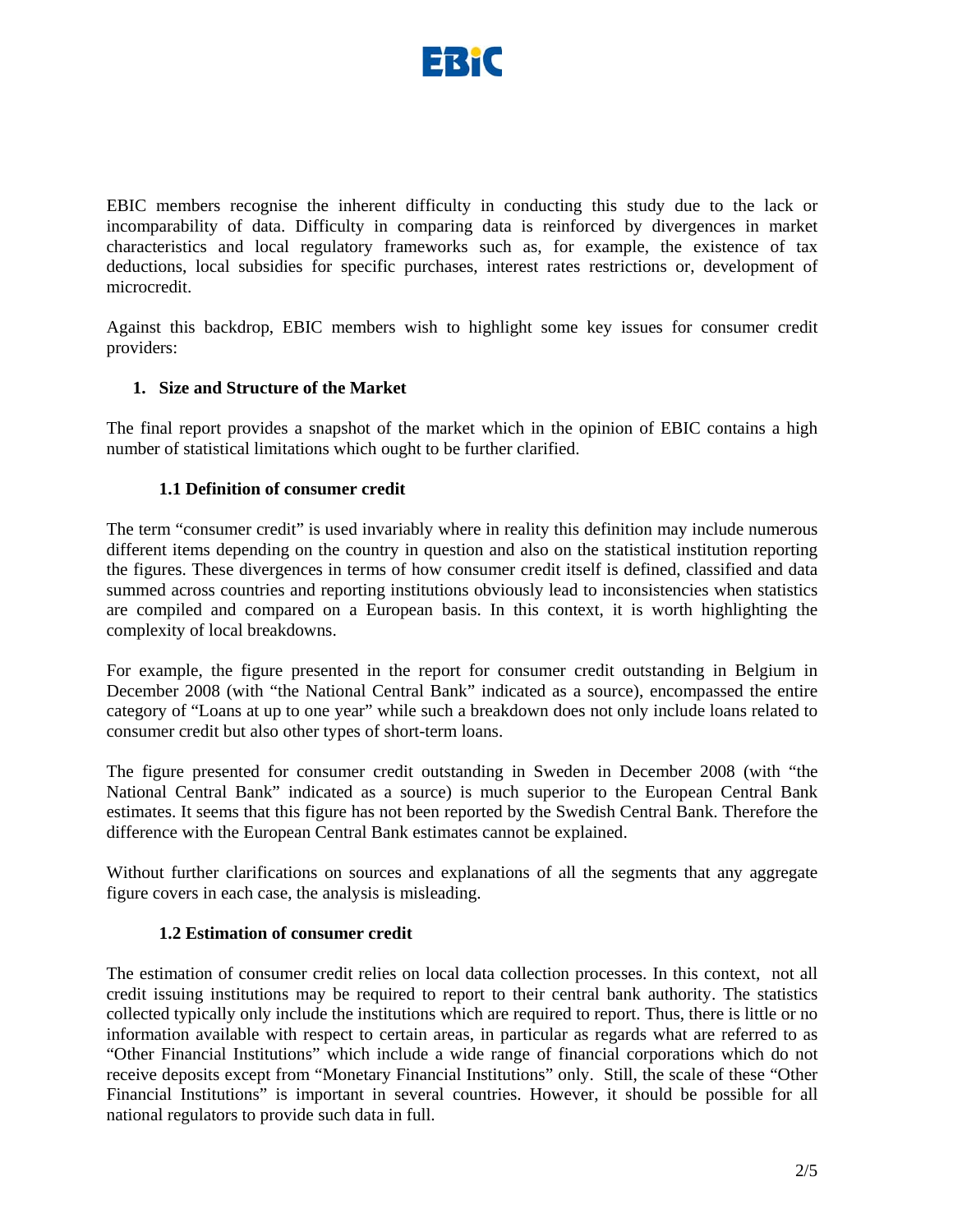EBIC members recognise the inherent difficulty in conducting this study due to the lack or incomparability of data. Difficulty in comparing data is reinforced by divergences in market characteristics and local regulatory frameworks such as, for example, the existence of tax deductions, local subsidies for specific purchases, interest rates restrictions or, development of microcredit.

Against this backdrop, EBIC members wish to highlight some key issues for consumer credit providers:

## 1. Size and Structure of the Market

The final report provides a snapshot of the market which in the opinion of EBIC contains a high number of statistical limitations which ought to be further clarified.

### 1.1 Definition of consumer credit

The term "consumer credit" is used invariably where in reality this definition may include numerous different items depending on the country in question and also on the statistical institution reporting the figures. These divergences in terms of how consumer credit itself is defined, classified and data summed across countries and reporting institutions obviously lead to inconsistencies when statistics are compiled and compared on a European basis. In this context, it is worth highlighting the complexity of local breakdowns.

For example, the figure presented in the report for consumer credit outstanding in Belgium in December 2008 (with "the National Central Bank" indicated as a source), encompassed the entire category of "Loans at up to one year" while such a breakdown does not only include loans related to consumer credit but also other types of short-term loans.

The figure presented for consumer credit outstanding in Sweden in December 2008 (with "the National Central Bank" indicated as a source) is much superior to the European Central Bank estimates. It seems that this figure has not been reported by the Swedish Central Bank. Therefore the difference with the European Central Bank estimates cannot be explained.

Without further clarifications on sources and explanations of all the segments that any aggregate figure covers in each case, the analysis is misleading.

### 1.2 Estimation of consumer credit

The estimation of consumer credit relies on local data collection processes. In this context, not all credit issuing institutions may be required to report to their central bank authority. The statistics collected typically only include the institutions which are required to report. Thus, there is little or no information available with respect to certain areas, in particular as regards what are referred to as "Other Financial Institutions" which include a wide range of financial corporations which do not receive deposits except from "Monetary Financial Institutions" only. Still, the scale of these "Other Financial Institutions" is important in several countries. However, it should be possible for all national regulators to provide such data in full.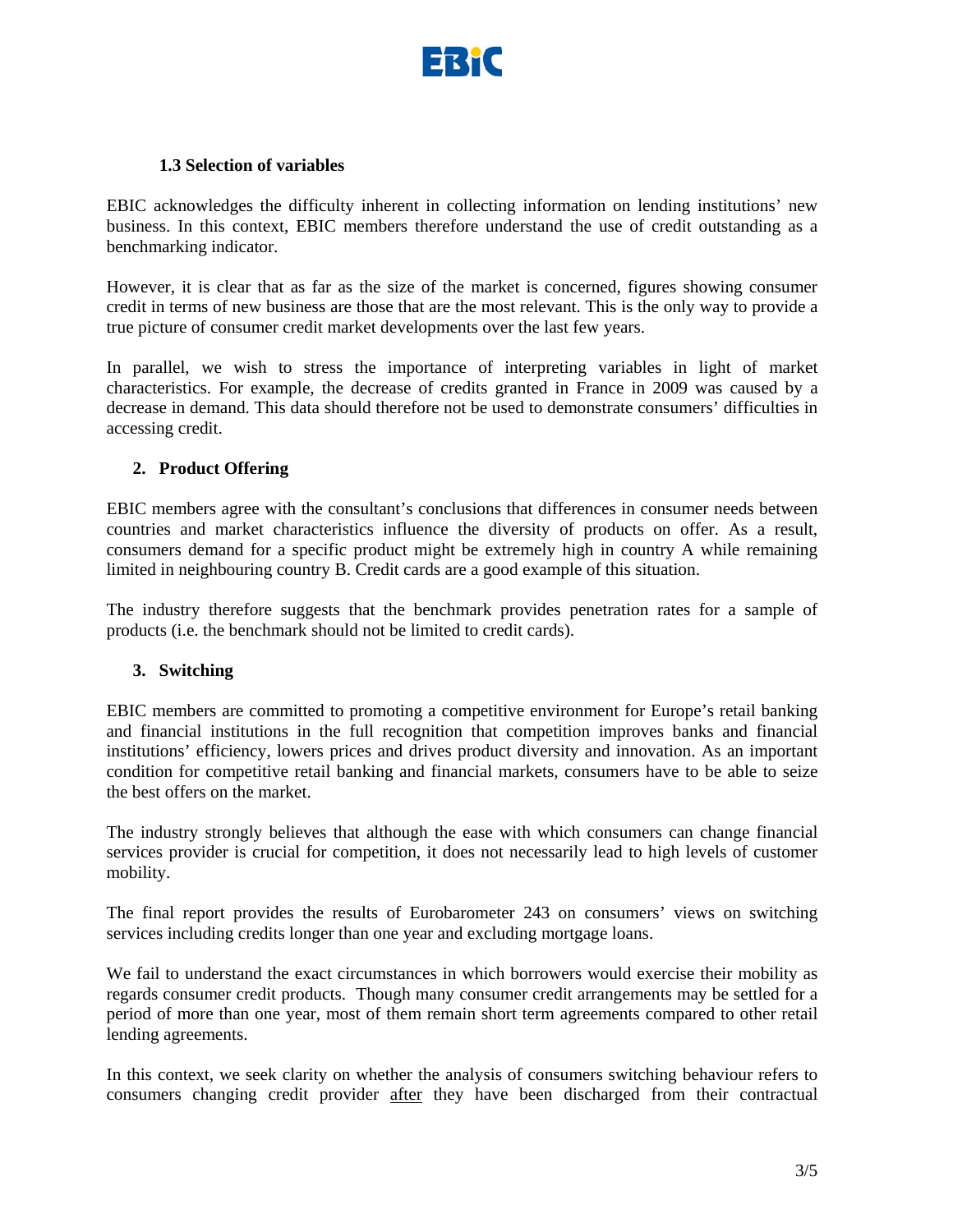### 1.3 Selection of variables

EBIC acknowledges the difficulty inherent in collecting information on lending institutions' new business. In this context, EBIC members therefore understand the use of credit outstanding as a benchmarking indicator.

However, it is clear that as far as the size of the market is concerned, figures showing consumer credit in terms of new business are those that are the most relevant. This is the only way to provide a true picture of consumer credit market developments over the last few years.

In parallel, we wish to stress the importance of interpreting variables in light of market characteristics. For example, the decrease of credits granted in France in 2009 was caused by a decrease in demand. This data should therefore not be used to demonstrate consumers' difficulties in accessing credit.

## 2. Product Offering

EBIC members agree with the consultant's conclusions that differences in consumer needs between countries and market characteristics influence the diversity of products on offer. As a result, consumers demand for a specific product might be extremely high in country A while remaining limited in neighbouring country B. Credit cards are a good example of this situation.

The industry therefore suggests that the benchmark provides penetration rates for a sample of products (i.e. the benchmark should not be limited to credit cards).

## 3. Switching

EBIC members are committed to promoting a competitive environment for Europe's retail banking and financial institutions in the full recognition that competition improves banks and financial institutions' efficiency, lowers prices and drives product diversity and innovation. As an important condition for competitive retail banking and financial markets, consumers have to be able to seize the best offers on the market.

The industry strongly believes that although the ease with which consumers can change financial services provider is crucial for competition, it does not necessarily lead to high levels of customer mobility.

The final report provides the results of Eurobarometer 243 on consumers' views on switching services including credits longer than one year and excluding mortgage loans.

We fail to understand the exact circumstances in which borrowers would exercise their mobility as regards consumer credit products. Though many consumer credit arrangements may be settled for a period of more than one year, most of them remain short term agreements compared to other retail lending agreements.

In this context, we seek clarity on whether the analysis of consumers switching behaviour refers to consumers changing credit provider <u>after</u> they have been discharged from their contractual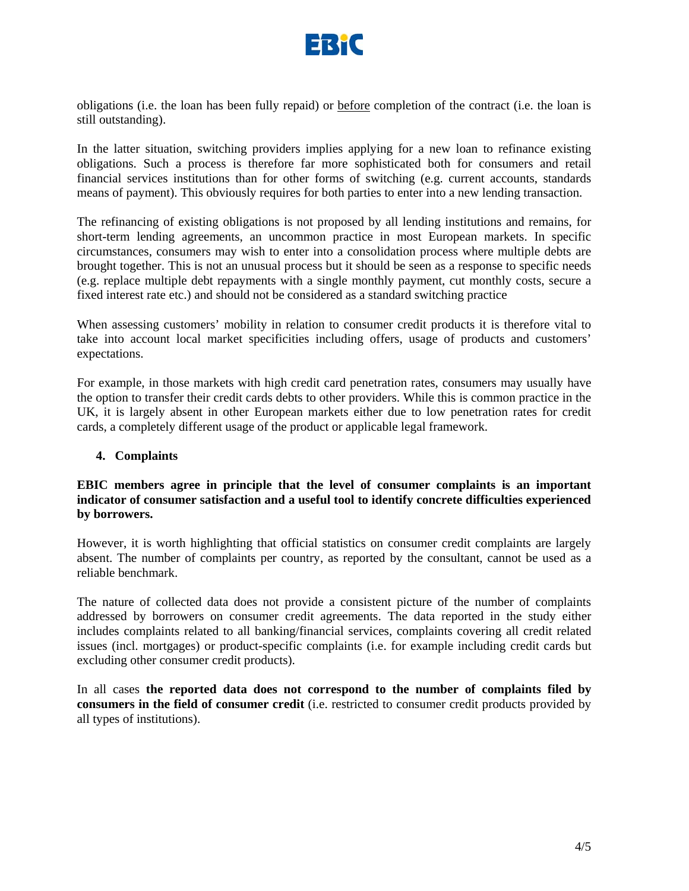obligations (i.e. the loan has been fully repaid) or <u>before</u> completion of the contract (i.e. the loan is still outstanding).

In the latter situation, switching providers implies applying for a new loan to refinance existing obligations. Such a process is therefore far more sophisticated both for consumers and retail financial services institutions than for other forms of switching (e.g. current accounts, standards means of payment). This obviously requires for both parties to enter into a new lending transaction.

The refinancing of existing obligations is not proposed by all lending institutions and remains, for short-term lending agreements, an uncommon practice in most European markets. In specific circumstances, consumers may wish to enter into a consolidation process where multiple debts are brought together. This is not an unusual process but it should be seen as a response to specific needs (e.g. replace multiple debt repayments with a single monthly payment, cut monthly costs, secure a fixed interest rate etc.) and should not be considered as a standard switching practice

When assessing customers' mobility in relation to consumer credit products it is therefore vital to take into account local market specificities including offers, usage of products and customers' expectations.

For example, in those markets with high credit card penetration rates, consumers may usually have the option to transfer their credit cards debts to other providers. While this is common practice in the UK, it is largely absent in other European markets either due to low penetration rates for credit cards, a completely different usage of the product or applicable legal framework.

## 4. Complaints

**EBIC members agree in principle that the level of consumer complaints is an important indicator of consumer satisfaction and a useful tool to identify concrete difficulties experienced by borrowers.**

However, it is worth highlighting that official statistics on consumer credit complaints are largely absent. The number of complaints per country, as reported by the consultant, cannot be used as a reliable benchmark.

The nature of collected data does not provide a consistent picture of the number of complaints addressed by borrowers on consumer credit agreements. The data reported in the study either includes complaints related to all banking/financial services, complaints covering all credit related issues (incl. mortgages) or product-specific complaints (i.e. for example including credit cards but excluding other consumer credit products).

In all cases **the reported data does not correspond to the number of complaints filed by consumers in the field of consumer credit** (i.e. restricted to consumer credit products provided by all types of institutions).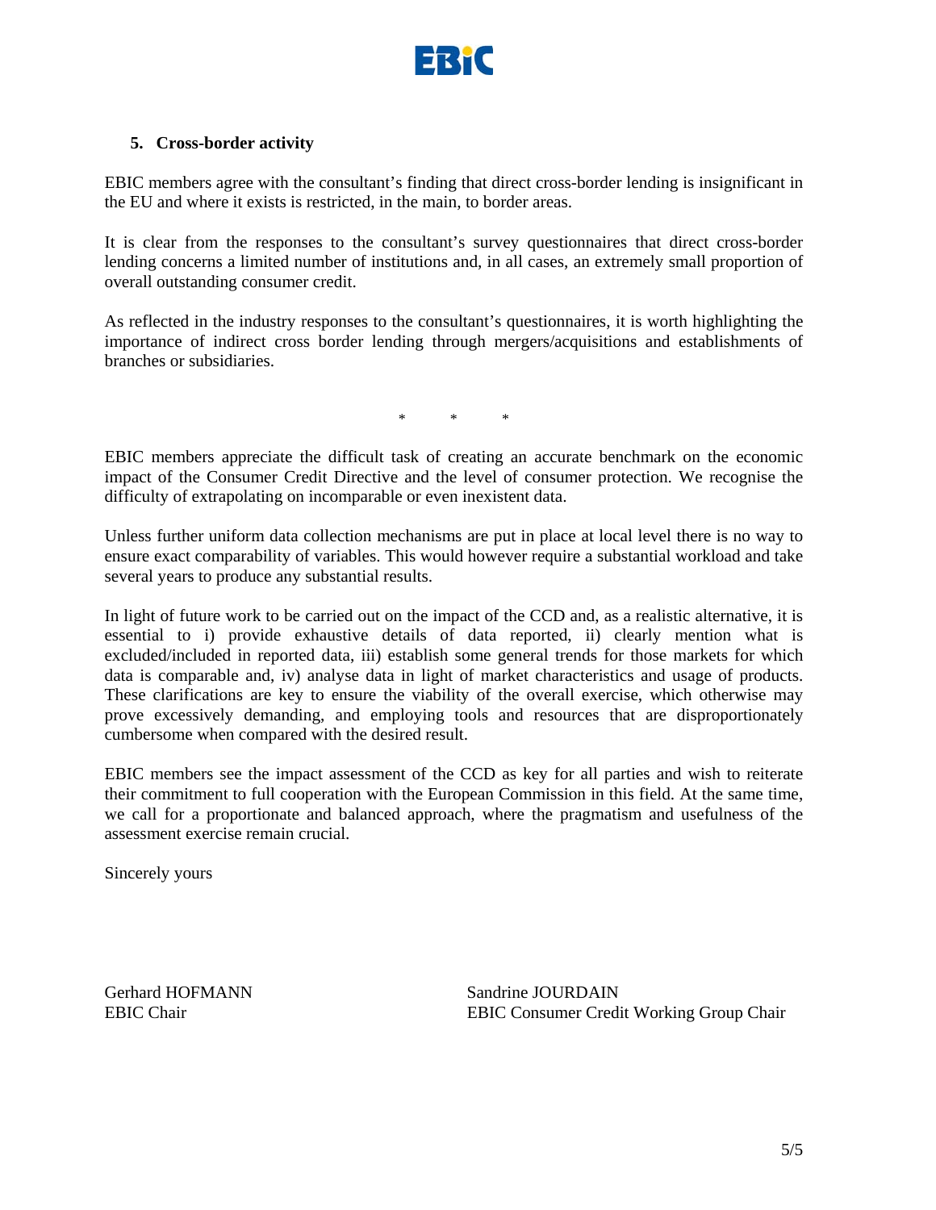## 5. Cross-border activity

EBIC members agree with the consultant's finding that direct cross-border lending is insignificant in the EU and where it exists is restricted, in the main, to border areas.

It is clear from the responses to the consultant's survey questionnaires that direct cross-border lending concerns a limited number of institutions and, in all cases, an extremely small proportion of overall outstanding consumer credit.

As reflected in the industry responses to the consultant's questionnaires, it is worth highlighting the importance of indirect cross border lending through mergers/acquisitions and establishments of branches or subsidiaries.

\* \* \*

EBIC members appreciate the difficult task of creating an accurate benchmark on the economic impact of the Consumer Credit Directive and the level of consumer protection. We recognise the difficulty of extrapolating on incomparable or even inexistent data.

Unless further uniform data collection mechanisms are put in place at local level there is no way to ensure exact comparability of variables. This would however require a substantial workload and take several years to produce any substantial results.

In light of future work to be carried out on the impact of the CCD and, as a realistic alternative, it is essential to i) provide exhaustive details of data reported, ii) clearly mention what is excluded/included in reported data, iii) establish some general trends for those markets for which data is comparable and, iv) analyse data in light of market characteristics and usage of products. These clarifications are key to ensure the viability of the overall exercise, which otherwise may prove excessively demanding, and employing tools and resources that are disproportionately cumbersome when compared with the desired result.

EBIC members see the impact assessment of the CCD as key for all parties and wish to reiterate their commitment to full cooperation with the European Commission in this field. At the same time, we call for a proportionate and balanced approach, where the pragmatism and usefulness of the assessment exercise remain crucial.

Sincerely yours

Gerhard HOFMANN
EBIC Chair

Sandrine JOURDAIN
EBIC Consumer Credit Working Group Chair